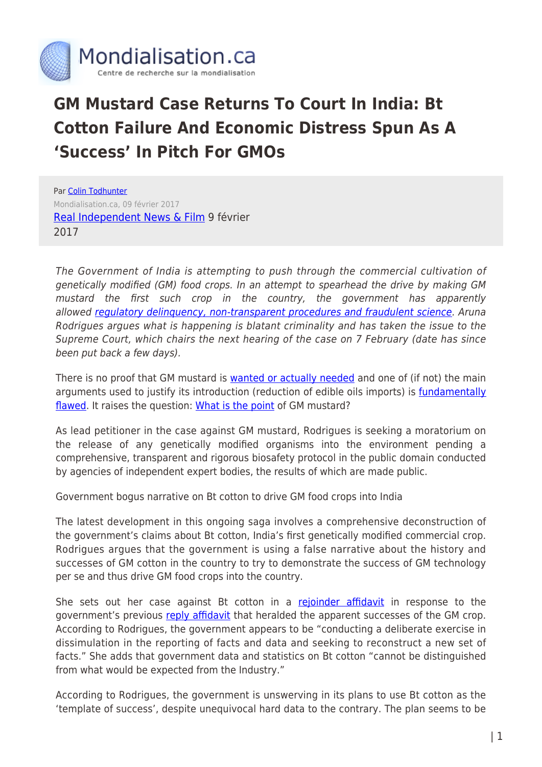# GM Mustard Case Returns To Court In India: Bt Cotton Failure And Economic Distress Spun As A 'Success' In Pitch For GMOs

Par Colin Todhunter

Mondialisation.ca, 09 février 2017

Real Independent News & Film 9 février 2017

*The Government of India is attempting to push through the commercial cultivation of genetically modified (GM) food crops. In an attempt to spearhead the drive by making GM mustard the first such crop in the country, the government has apparently allowed regulatory delinquency, non-transparent procedures and fraudulent science. Aruna Rodrigues argues what is happening is blatant criminality and has taken the issue to the Supreme Court, which chairs the next hearing of the case on 7 February (date has since been put back a few days).*

There is no proof that GM mustard is wanted or actually needed and one of (if not) the main arguments used to justify its introduction (reduction of edible oils imports) is fundamentally flawed. It raises the question: What is the point of GM mustard?

As lead petitioner in the case against GM mustard, Rodrigues is seeking a moratorium on the release of any genetically modified organisms into the environment pending a comprehensive, transparent and rigorous biosafety protocol in the public domain conducted by agencies of independent expert bodies, the results of which are made public.

Government bogus narrative on Bt cotton to drive GM food crops into India

The latest development in this ongoing saga involves a comprehensive deconstruction of the government's claims about Bt cotton, India's first genetically modified commercial crop. Rodrigues argues that the government is using a false narrative about the history and successes of GM cotton in the country to try to demonstrate the success of GM technology per se and thus drive GM food crops into the country.

She sets out her case against Bt cotton in a rejoinder affidavit in response to the government's previous reply affidavit that heralded the apparent successes of the GM crop. According to Rodrigues, the government appears to be "conducting a deliberate exercise in dissimulation in the reporting of facts and data and seeking to reconstruct a new set of facts." She adds that government data and statistics on Bt cotton "cannot be distinguished from what would be expected from the Industry."

According to Rodrigues, the government is unswerving in its plans to use Bt cotton as the 'template of success', despite unequivocal hard data to the contrary. The plan seems to be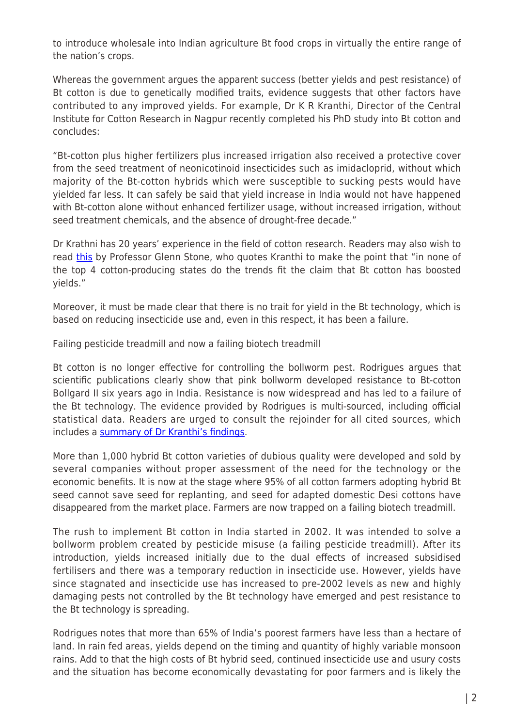to introduce wholesale into Indian agriculture Bt food crops in virtually the entire range of the nation's crops.

Whereas the government argues the apparent success (better yields and pest resistance) of Bt cotton is due to genetically modified traits, evidence suggests that other factors have contributed to any improved yields. For example, Dr K R Kranthi, Director of the Central Institute for Cotton Research in Nagpur recently completed his PhD study into Bt cotton and concludes:

"Bt-cotton plus higher fertilizers plus increased irrigation also received a protective cover from the seed treatment of neonicotinoid insecticides such as imidacloprid, without which majority of the Bt-cotton hybrids which were susceptible to sucking pests would have yielded far less. It can safely be said that yield increase in India would not have happened with Bt-cotton alone without enhanced fertilizer usage, without increased irrigation, without seed treatment chemicals, and the absence of drought-free decade."

Dr Krathni has 20 years' experience in the field of cotton research. Readers may also wish to read [this] by Professor Glenn Stone, who quotes Kranthi to make the point that "in none of the top 4 cotton-producing states do the trends fit the claim that Bt cotton has boosted yields."

Moreover, it must be made clear that there is no trait for yield in the Bt technology, which is based on reducing insecticide use and, even in this respect, it has been a failure.

Failing pesticide treadmill and now a failing biotech treadmill

Bt cotton is no longer effective for controlling the bollworm pest. Rodrigues argues that scientific publications clearly show that pink bollworm developed resistance to Bt-cotton Bollgard II six years ago in India. Resistance is now widespread and has led to a failure of the Bt technology. The evidence provided by Rodrigues is multi-sourced, including official statistical data. Readers are urged to consult the rejoinder for all cited sources, which includes a [summary of Dr Kranthi's findings].

More than 1,000 hybrid Bt cotton varieties of dubious quality were developed and sold by several companies without proper assessment of the need for the technology or the economic benefits. It is now at the stage where 95% of all cotton farmers adopting hybrid Bt seed cannot save seed for replanting, and seed for adapted domestic Desi cottons have disappeared from the market place. Farmers are now trapped on a failing biotech treadmill.

The rush to implement Bt cotton in India started in 2002. It was intended to solve a bollworm problem created by pesticide misuse (a failing pesticide treadmill). After its introduction, yields increased initially due to the dual effects of increased subsidised fertilisers and there was a temporary reduction in insecticide use. However, yields have since stagnated and insecticide use has increased to pre-2002 levels as new and highly damaging pests not controlled by the Bt technology have emerged and pest resistance to the Bt technology is spreading.

Rodrigues notes that more than 65% of India's poorest farmers have less than a hectare of land. In rain fed areas, yields depend on the timing and quantity of highly variable monsoon rains. Add to that the high costs of Bt hybrid seed, continued insecticide use and usury costs and the situation has become economically devastating for poor farmers and is likely the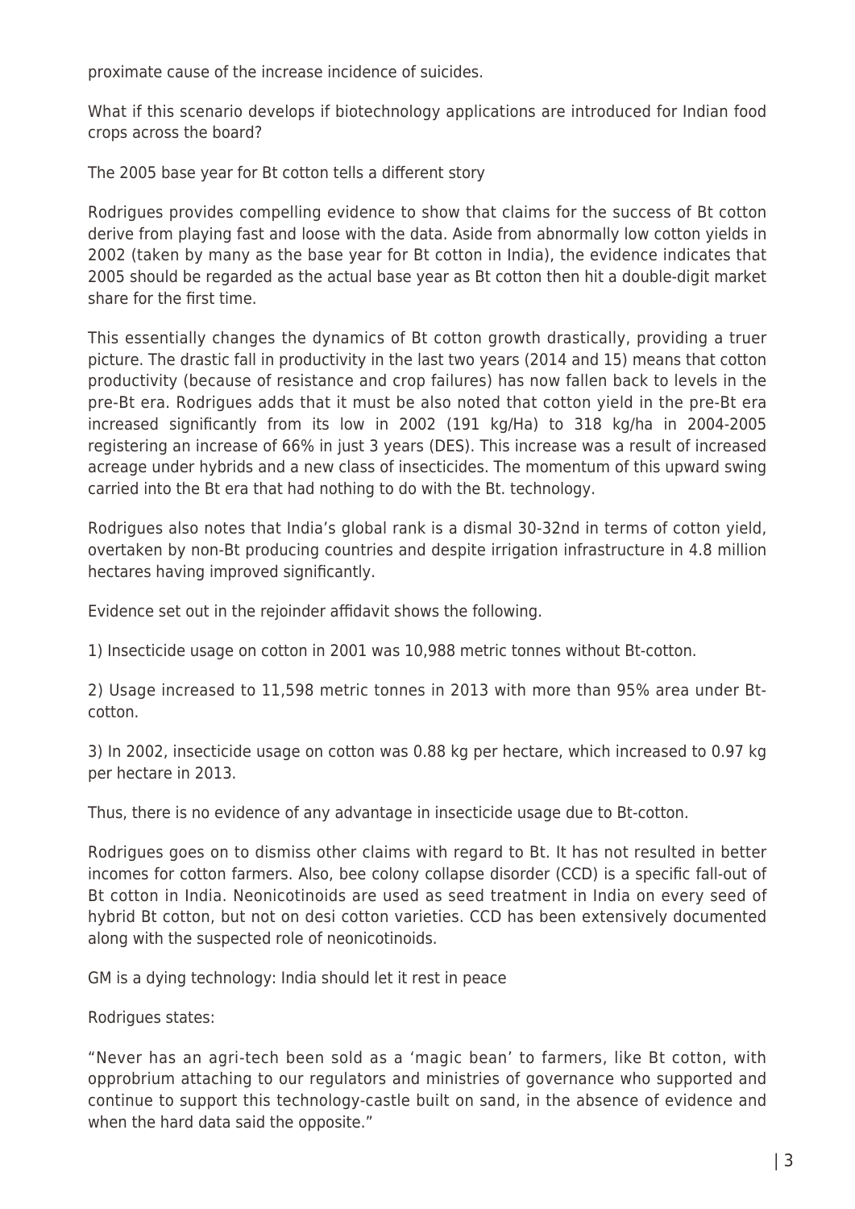proximate cause of the increase incidence of suicides.

What if this scenario develops if biotechnology applications are introduced for Indian food crops across the board?

The 2005 base year for Bt cotton tells a different story

Rodrigues provides compelling evidence to show that claims for the success of Bt cotton derive from playing fast and loose with the data. Aside from abnormally low cotton yields in 2002 (taken by many as the base year for Bt cotton in India), the evidence indicates that 2005 should be regarded as the actual base year as Bt cotton then hit a double-digit market share for the first time.

This essentially changes the dynamics of Bt cotton growth drastically, providing a truer picture. The drastic fall in productivity in the last two years (2014 and 15) means that cotton productivity (because of resistance and crop failures) has now fallen back to levels in the pre-Bt era. Rodrigues adds that it must be also noted that cotton yield in the pre-Bt era increased significantly from its low in 2002 (191 kg/Ha) to 318 kg/ha in 2004-2005 registering an increase of 66% in just 3 years (DES). This increase was a result of increased acreage under hybrids and a new class of insecticides. The momentum of this upward swing carried into the Bt era that had nothing to do with the Bt. technology.

Rodrigues also notes that India's global rank is a dismal 30-32nd in terms of cotton yield, overtaken by non-Bt producing countries and despite irrigation infrastructure in 4.8 million hectares having improved significantly.

Evidence set out in the rejoinder affidavit shows the following.

1) Insecticide usage on cotton in 2001 was 10,988 metric tonnes without Bt-cotton.

2) Usage increased to 11,598 metric tonnes in 2013 with more than 95% area under Bt-cotton.

3) In 2002, insecticide usage on cotton was 0.88 kg per hectare, which increased to 0.97 kg per hectare in 2013.

Thus, there is no evidence of any advantage in insecticide usage due to Bt-cotton.

Rodrigues goes on to dismiss other claims with regard to Bt. It has not resulted in better incomes for cotton farmers. Also, bee colony collapse disorder (CCD) is a specific fall-out of Bt cotton in India. Neonicotinoids are used as seed treatment in India on every seed of hybrid Bt cotton, but not on desi cotton varieties. CCD has been extensively documented along with the suspected role of neonicotinoids.

GM is a dying technology: India should let it rest in peace

Rodrigues states:

"Never has an agri-tech been sold as a 'magic bean' to farmers, like Bt cotton, with opprobrium attaching to our regulators and ministries of governance who supported and continue to support this technology-castle built on sand, in the absence of evidence and when the hard data said the opposite."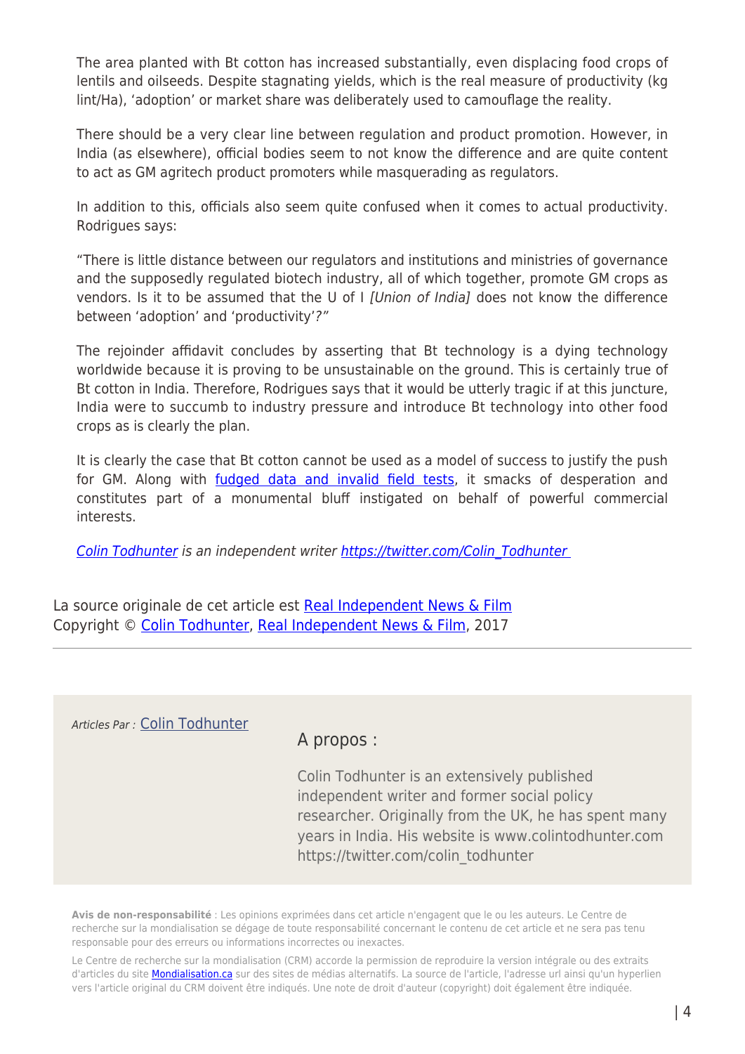The area planted with Bt cotton has increased substantially, even displacing food crops of lentils and oilseeds. Despite stagnating yields, which is the real measure of productivity (kg lint/Ha), 'adoption' or market share was deliberately used to camouflage the reality.

There should be a very clear line between regulation and product promotion. However, in India (as elsewhere), official bodies seem to not know the difference and are quite content to act as GM agritech product promoters while masquerading as regulators.

In addition to this, officials also seem quite confused when it comes to actual productivity. Rodrigues says:

"There is little distance between our regulators and institutions and ministries of governance and the supposedly regulated biotech industry, all of which together, promote GM crops as vendors. Is it to be assumed that the U of I *[Union of India]* does not know the difference between 'adoption' and 'productivity'*?"*

The rejoinder affidavit concludes by asserting that Bt technology is a dying technology worldwide because it is proving to be unsustainable on the ground. This is certainly true of Bt cotton in India. Therefore, Rodrigues says that it would be utterly tragic if at this juncture, India were to succumb to industry pressure and introduce Bt technology into other food crops as is clearly the plan.

It is clearly the case that Bt cotton cannot be used as a model of success to justify the push for GM. Along with fudged data and invalid field tests, it smacks of desperation and constitutes part of a monumental bluff instigated on behalf of powerful commercial interests.

*Colin Todhunter is an independent writer https://twitter.com/Colin_Todhunter*

La source originale de cet article est Real Independent News & Film
Copyright © Colin Todhunter, Real Independent News & Film, 2017

---

*Articles Par :* Colin Todhunter

A propos :

Colin Todhunter is an extensively published independent writer and former social policy researcher. Originally from the UK, he has spent many years in India. His website is www.colintodhunter.com https://twitter.com/colin_todhunter

**Avis de non-responsabilité** : Les opinions exprimées dans cet article n'engagent que le ou les auteurs. Le Centre de recherche sur la mondialisation se dégage de toute responsabilité concernant le contenu de cet article et ne sera pas tenu responsable pour des erreurs ou informations incorrectes ou inexactes.

Le Centre de recherche sur la mondialisation (CRM) accorde la permission de reproduire la version intégrale ou des extraits d'articles du site Mondialisation.ca sur des sites de médias alternatifs. La source de l'article, l'adresse url ainsi qu'un hyperlien vers l'article original du CRM doivent être indiqués. Une note de droit d'auteur (copyright) doit également être indiquée.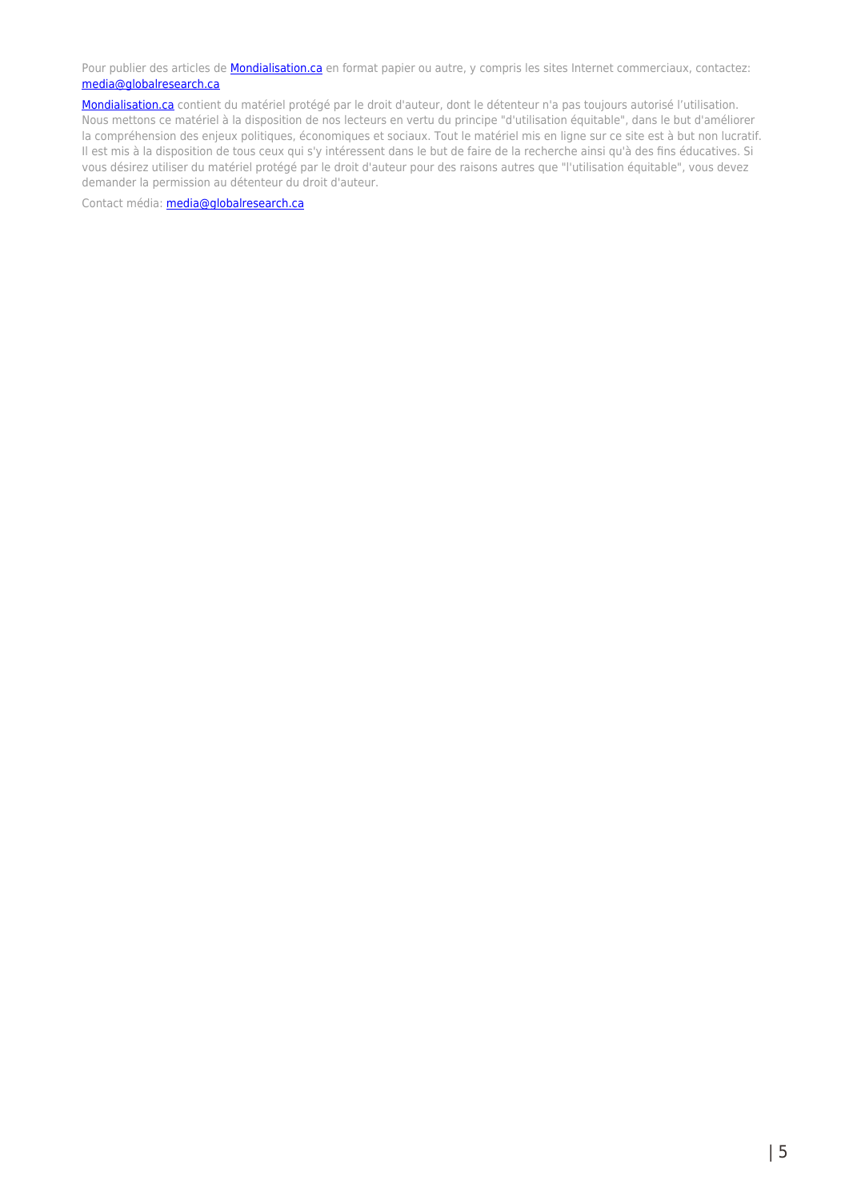Pour publier des articles de [Mondialisation.ca](https://www.mondialisation.ca) en format papier ou autre, y compris les sites Internet commerciaux, contactez: [media@globalresearch.ca](mailto:media@globalresearch.ca)

[Mondialisation.ca](https://www.mondialisation.ca) contient du matériel protégé par le droit d'auteur, dont le détenteur n'a pas toujours autorisé l'utilisation. Nous mettons ce matériel à la disposition de nos lecteurs en vertu du principe "d'utilisation équitable", dans le but d'améliorer la compréhension des enjeux politiques, économiques et sociaux. Tout le matériel mis en ligne sur ce site est à but non lucratif. Il est mis à la disposition de tous ceux qui s'y intéressent dans le but de faire de la recherche ainsi qu'à des fins éducatives. Si vous désirez utiliser du matériel protégé par le droit d'auteur pour des raisons autres que "l'utilisation équitable", vous devez demander la permission au détenteur du droit d'auteur.

Contact média: [media@globalresearch.ca](mailto:media@globalresearch.ca)